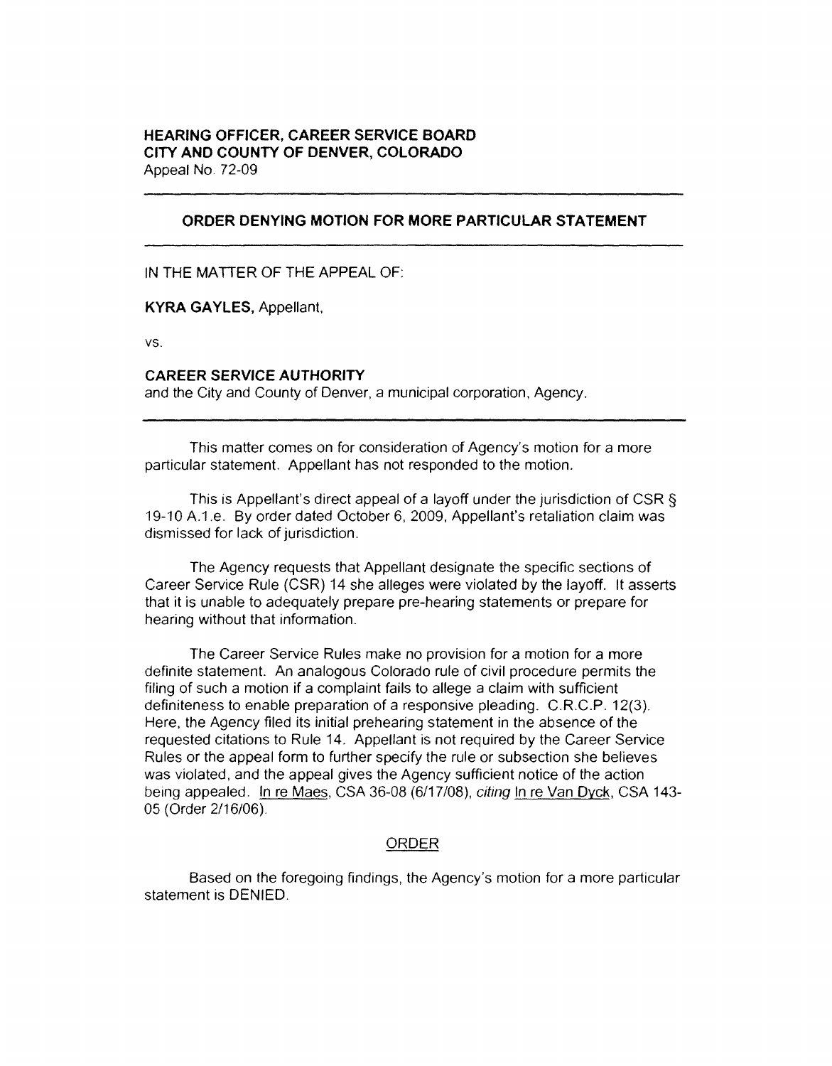**HEARING OFFICER, CAREER SERVICE BOARD**
**CITY AND COUNTY OF DENVER, COLORADO**
Appeal No. 72-09

---

## ORDER DENYING MOTION FOR MORE PARTICULAR STATEMENT

---

IN THE MATTER OF THE APPEAL OF:

**KYRA GAYLES,** Appellant,

vs.

**CAREER SERVICE AUTHORITY**
and the City and County of Denver, a municipal corporation, Agency.

---

This matter comes on for consideration of Agency's motion for a more particular statement. Appellant has not responded to the motion.

This is Appellant's direct appeal of a layoff under the jurisdiction of CSR § 19-10 A.1.e. By order dated October 6, 2009, Appellant's retaliation claim was dismissed for lack of jurisdiction.

The Agency requests that Appellant designate the specific sections of Career Service Rule (CSR) 14 she alleges were violated by the layoff. It asserts that it is unable to adequately prepare pre-hearing statements or prepare for hearing without that information.

The Career Service Rules make no provision for a motion for a more definite statement. An analogous Colorado rule of civil procedure permits the filing of such a motion if a complaint fails to allege a claim with sufficient definiteness to enable preparation of a responsive pleading. C.R.C.P. 12(3). Here, the Agency filed its initial prehearing statement in the absence of the requested citations to Rule 14. Appellant is not required by the Career Service Rules or the appeal form to further specify the rule or subsection she believes was violated, and the appeal gives the Agency sufficient notice of the action being appealed. In re Maes, CSA 36-08 (6/17/08), *citing* In re Van Dyck, CSA 143-05 (Order 2/16/06).

## ORDER

Based on the foregoing findings, the Agency's motion for a more particular statement is DENIED.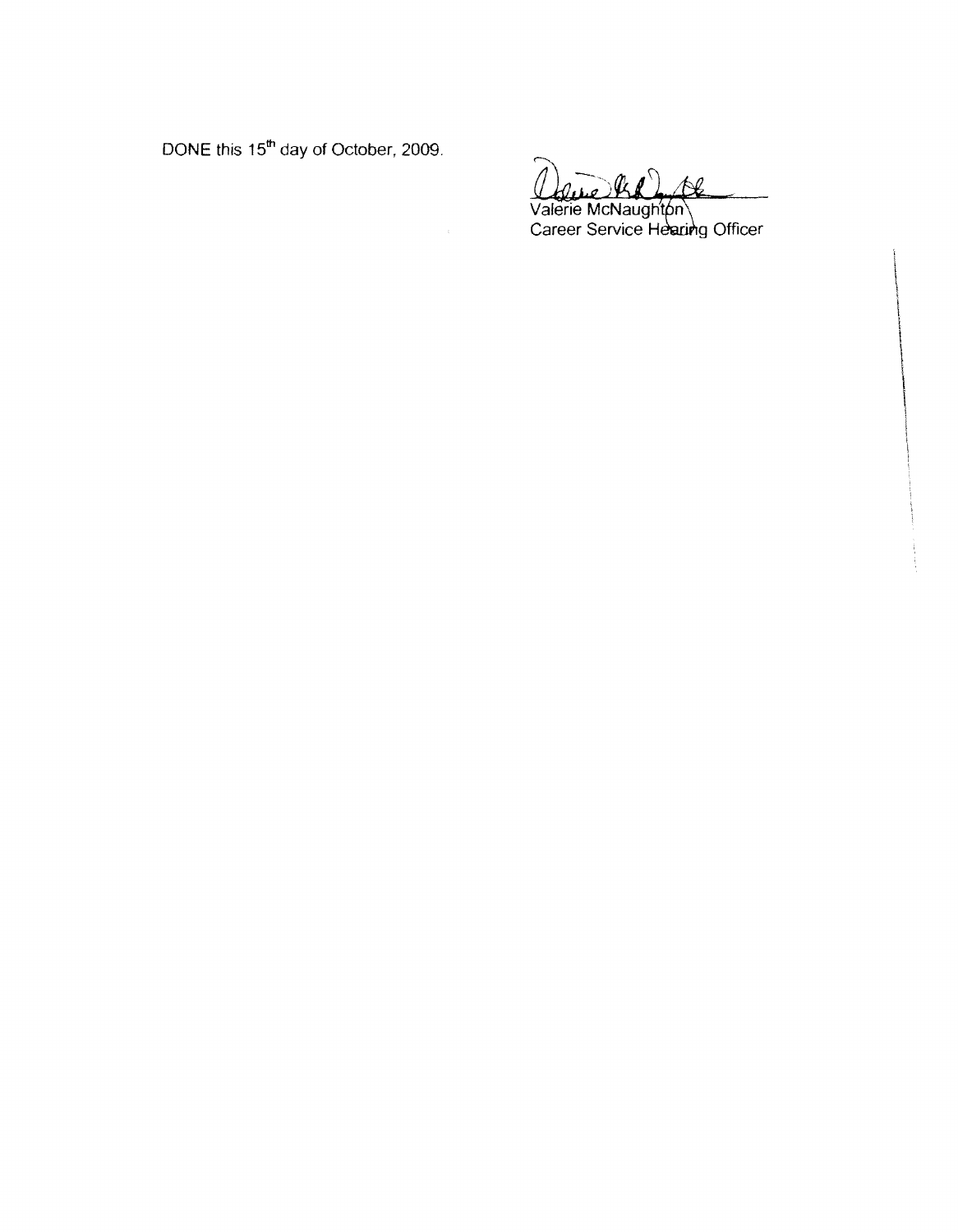DONE this 15th day of October, 2009.

Valerie McNaughton
Career Service Hearing Officer